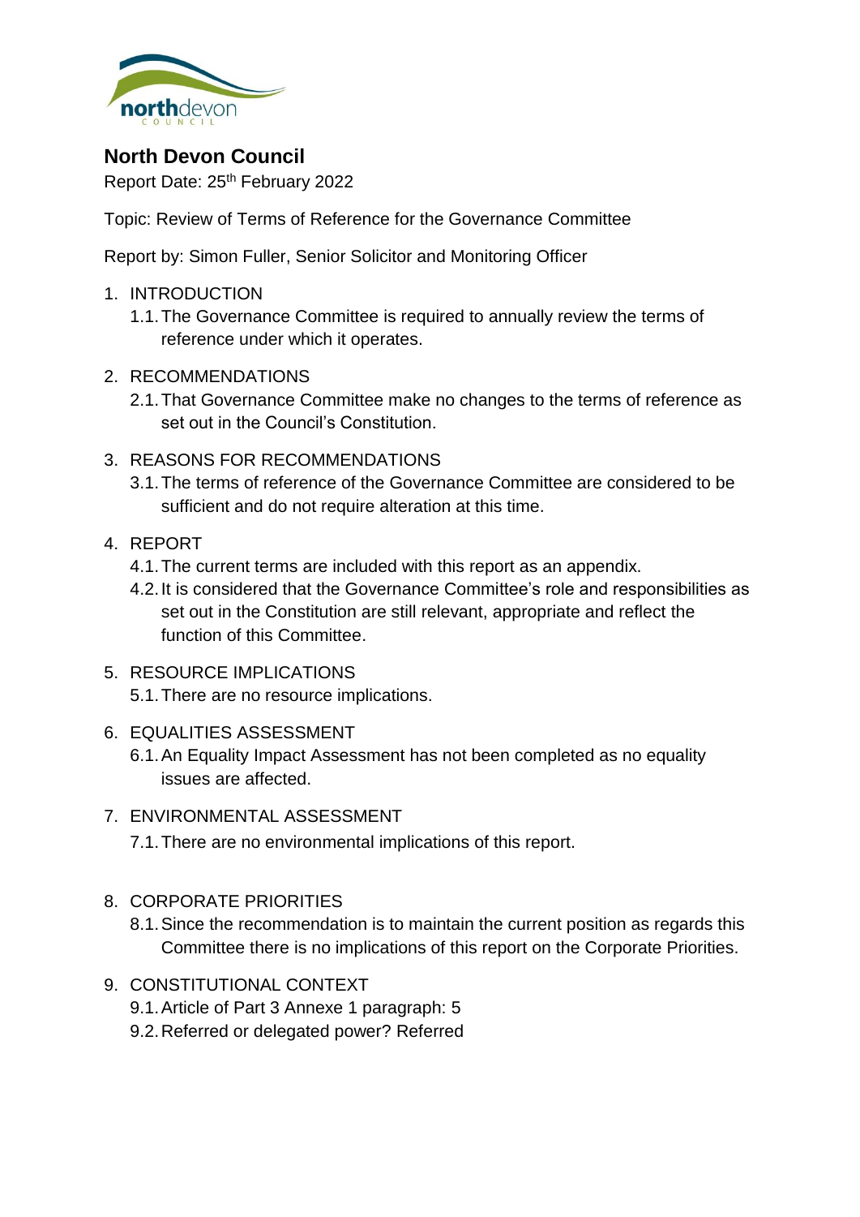# North Devon Council

Report Date: 25th February 2022

Topic: Review of Terms of Reference for the Governance Committee

Report by: Simon Fuller, Senior Solicitor and Monitoring Officer

1. INTRODUCTION
   1.1. The Governance Committee is required to annually review the terms of reference under which it operates.

2. RECOMMENDATIONS
   2.1. That Governance Committee make no changes to the terms of reference as set out in the Council's Constitution.

3. REASONS FOR RECOMMENDATIONS
   3.1. The terms of reference of the Governance Committee are considered to be sufficient and do not require alteration at this time.

4. REPORT
   4.1. The current terms are included with this report as an appendix.
   4.2. It is considered that the Governance Committee's role and responsibilities as set out in the Constitution are still relevant, appropriate and reflect the function of this Committee.

5. RESOURCE IMPLICATIONS
   5.1. There are no resource implications.

6. EQUALITIES ASSESSMENT
   6.1. An Equality Impact Assessment has not been completed as no equality issues are affected.

7. ENVIRONMENTAL ASSESSMENT
   7.1. There are no environmental implications of this report.

8. CORPORATE PRIORITIES
   8.1. Since the recommendation is to maintain the current position as regards this Committee there is no implications of this report on the Corporate Priorities.

9. CONSTITUTIONAL CONTEXT
   9.1. Article of Part 3 Annexe 1 paragraph: 5
   9.2. Referred or delegated power? Referred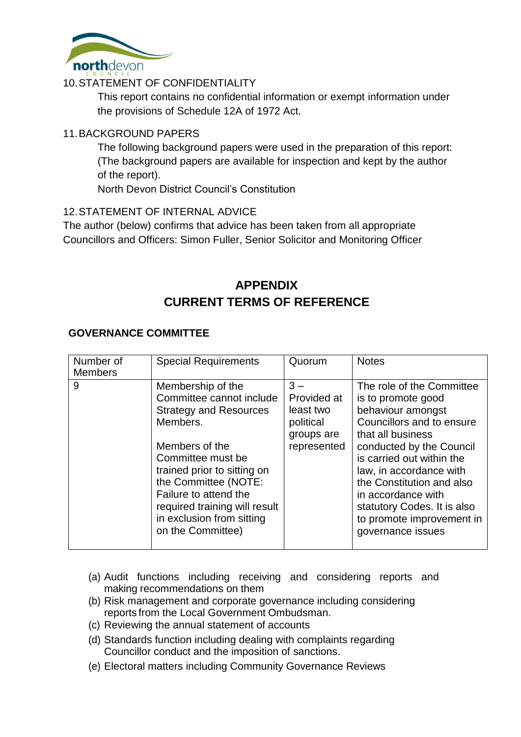10. STATEMENT OF CONFIDENTIALITY

This report contains no confidential information or exempt information under the provisions of Schedule 12A of 1972 Act.

11. BACKGROUND PAPERS

The following background papers were used in the preparation of this report: (The background papers are available for inspection and kept by the author of the report).

North Devon District Council's Constitution

12. STATEMENT OF INTERNAL ADVICE

The author (below) confirms that advice has been taken from all appropriate Councillors and Officers: Simon Fuller, Senior Solicitor and Monitoring Officer

## APPENDIX
## CURRENT TERMS OF REFERENCE

**GOVERNANCE COMMITTEE**

| Number of Members | Special Requirements | Quorum | Notes |
|---|---|---|---|
| 9 | Membership of the Committee cannot include Strategy and Resources Members.<br><br>Members of the Committee must be trained prior to sitting on the Committee (NOTE: Failure to attend the required training will result in exclusion from sitting on the Committee) | 3 – Provided at least two political groups are represented | The role of the Committee is to promote good behaviour amongst Councillors and to ensure that all business conducted by the Council is carried out within the law, in accordance with the Constitution and also in accordance with statutory Codes. It is also to promote improvement in governance issues |

(a) Audit functions including receiving and considering reports and making recommendations on them
(b) Risk management and corporate governance including considering reports from the Local Government Ombudsman.
(c) Reviewing the annual statement of accounts
(d) Standards function including dealing with complaints regarding Councillor conduct and the imposition of sanctions.
(e) Electoral matters including Community Governance Reviews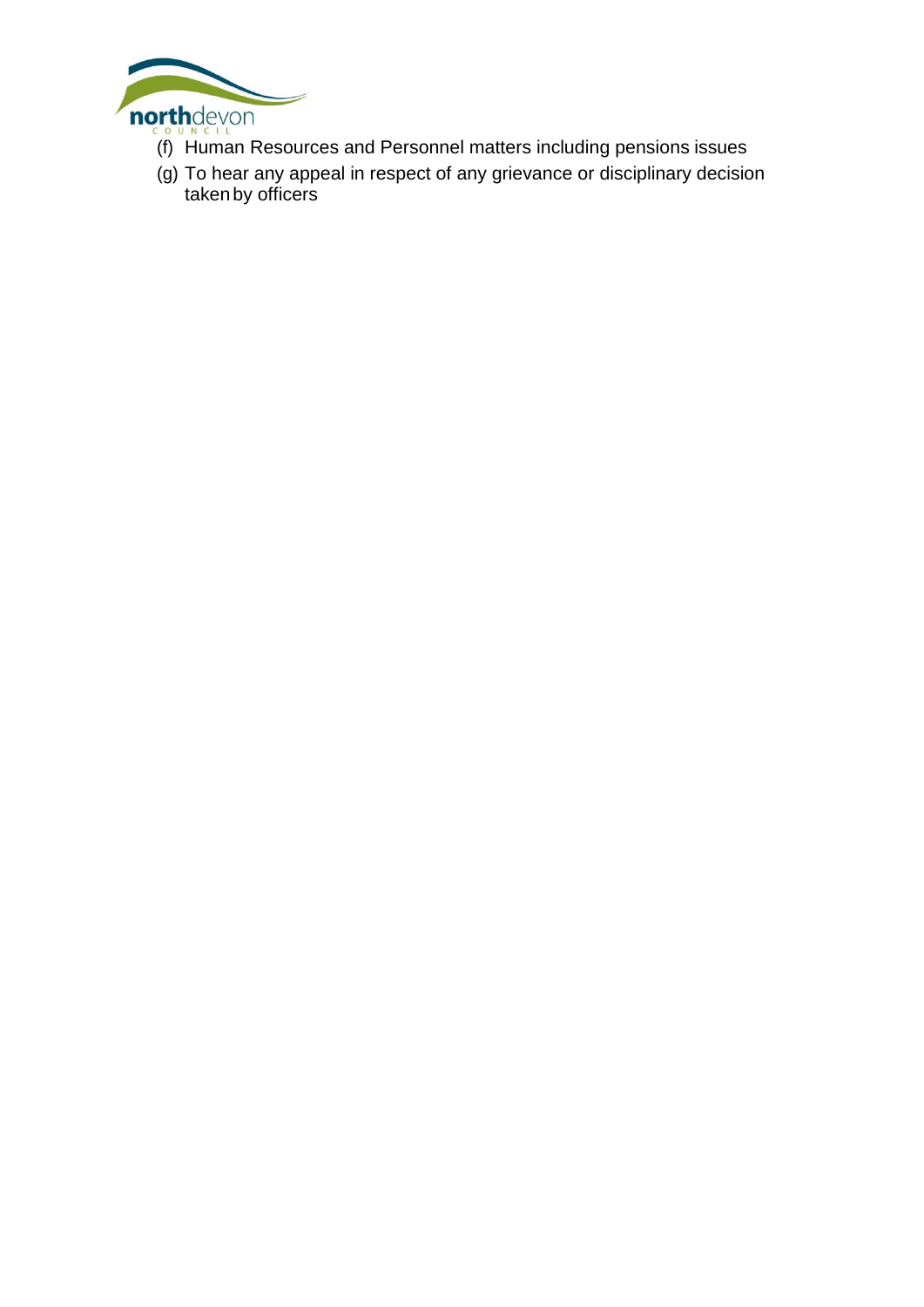(f) Human Resources and Personnel matters including pensions issues

(g) To hear any appeal in respect of any grievance or disciplinary decision taken by officers